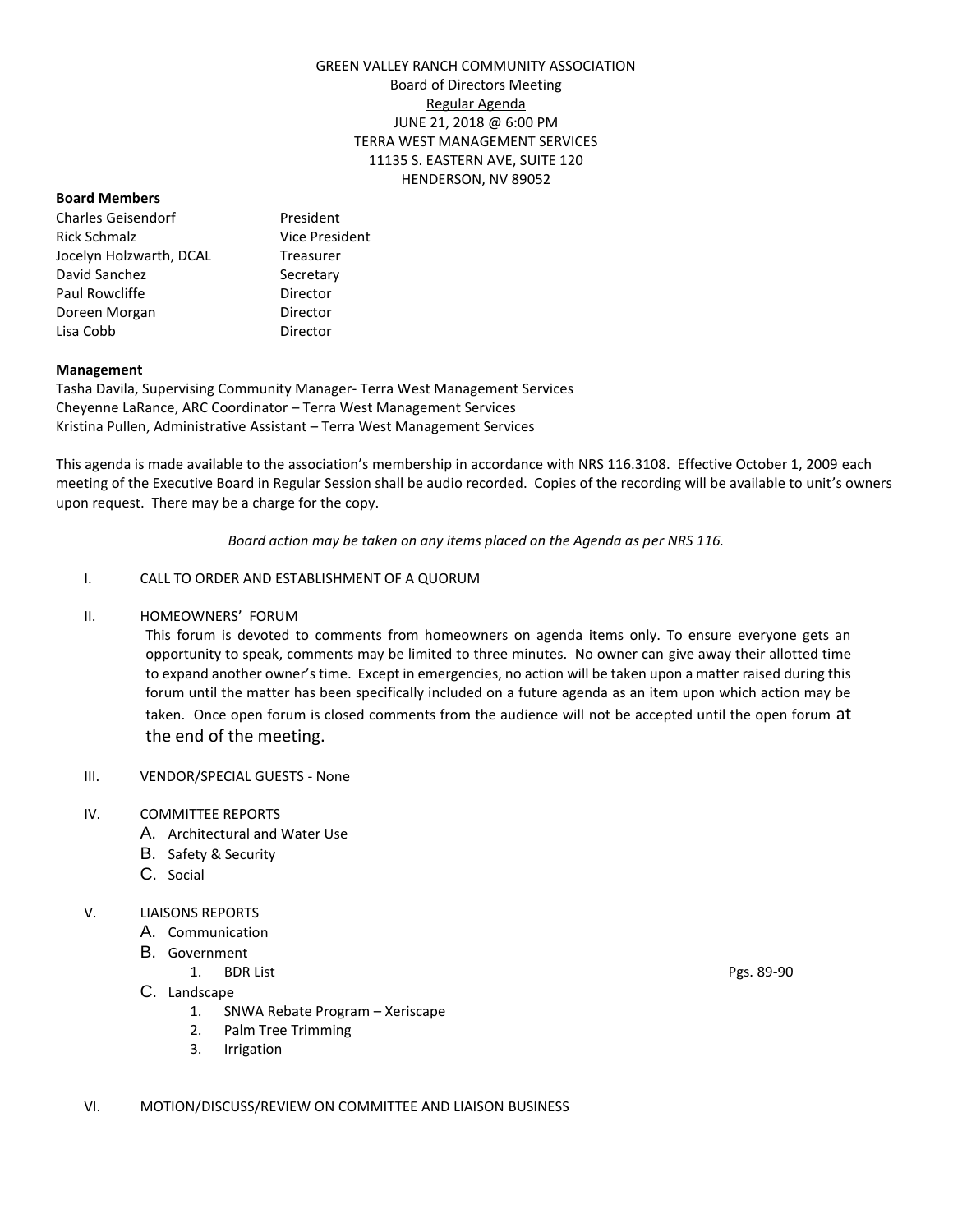GREEN VALLEY RANCH COMMUNITY ASSOCIATION
Board of Directors Meeting
Regular Agenda
JUNE 21, 2018 @ 6:00 PM
TERRA WEST MANAGEMENT SERVICES
11135 S. EASTERN AVE, SUITE 120
HENDERSON, NV 89052

**Board Members**

| | |
|---|---|
| Charles Geisendorf | President |
| Rick Schmalz | Vice President |
| Jocelyn Holzwarth, DCAL | Treasurer |
| David Sanchez | Secretary |
| Paul Rowcliffe | Director |
| Doreen Morgan | Director |
| Lisa Cobb | Director |

**Management**

Tasha Davila, Supervising Community Manager- Terra West Management Services
Cheyenne LaRance, ARC Coordinator – Terra West Management Services
Kristina Pullen, Administrative Assistant – Terra West Management Services

This agenda is made available to the association's membership in accordance with NRS 116.3108. Effective October 1, 2009 each meeting of the Executive Board in Regular Session shall be audio recorded. Copies of the recording will be available to unit's owners upon request. There may be a charge for the copy.

*Board action may be taken on any items placed on the Agenda as per NRS 116.*

I. CALL TO ORDER AND ESTABLISHMENT OF A QUORUM

II. HOMEOWNERS' FORUM

This forum is devoted to comments from homeowners on agenda items only. To ensure everyone gets an opportunity to speak, comments may be limited to three minutes. No owner can give away their allotted time to expand another owner's time. Except in emergencies, no action will be taken upon a matter raised during this forum until the matter has been specifically included on a future agenda as an item upon which action may be taken. Once open forum is closed comments from the audience will not be accepted until the open forum at the end of the meeting.

III. VENDOR/SPECIAL GUESTS - None

IV. COMMITTEE REPORTS
   - A. Architectural and Water Use
   - B. Safety & Security
   - C. Social

V. LIAISONS REPORTS
   - A. Communication
   - B. Government
     1. BDR List — Pgs. 89-90
   - C. Landscape
     1. SNWA Rebate Program – Xeriscape
     2. Palm Tree Trimming
     3. Irrigation

VI. MOTION/DISCUSS/REVIEW ON COMMITTEE AND LIAISON BUSINESS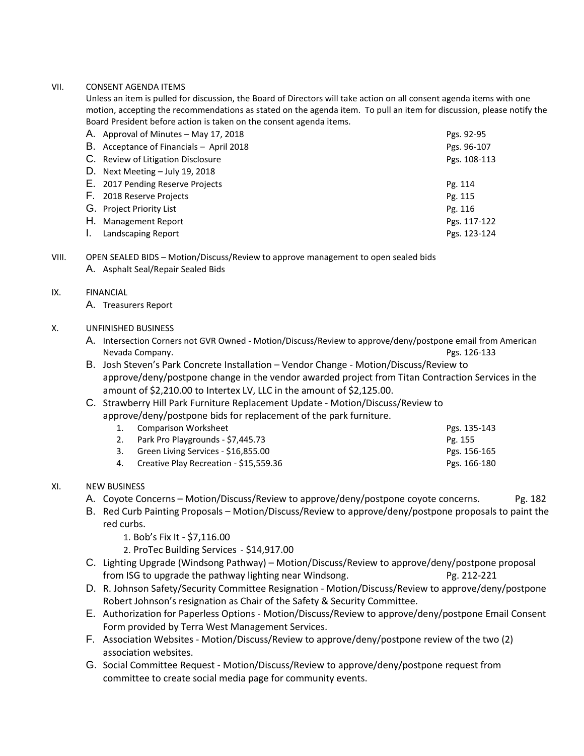VII. CONSENT AGENDA ITEMS

Unless an item is pulled for discussion, the Board of Directors will take action on all consent agenda items with one motion, accepting the recommendations as stated on the agenda item. To pull an item for discussion, please notify the Board President before action is taken on the consent agenda items.

A. Approval of Minutes – May 17, 2018 — Pgs. 92-95
B. Acceptance of Financials – April 2018 — Pgs. 96-107
C. Review of Litigation Disclosure — Pgs. 108-113
D. Next Meeting – July 19, 2018
E. 2017 Pending Reserve Projects — Pg. 114
F. 2018 Reserve Projects — Pg. 115
G. Project Priority List — Pg. 116
H. Management Report — Pgs. 117-122
I. Landscaping Report — Pgs. 123-124

VIII. OPEN SEALED BIDS – Motion/Discuss/Review to approve management to open sealed bids

A. Asphalt Seal/Repair Sealed Bids

IX. FINANCIAL

A. Treasurers Report

X. UNFINISHED BUSINESS

A. Intersection Corners not GVR Owned - Motion/Discuss/Review to approve/deny/postpone email from American Nevada Company. — Pgs. 126-133
B. Josh Steven's Park Concrete Installation – Vendor Change - Motion/Discuss/Review to approve/deny/postpone change in the vendor awarded project from Titan Contraction Services in the amount of $2,210.00 to Intertex LV, LLC in the amount of $2,125.00.
C. Strawberry Hill Park Furniture Replacement Update - Motion/Discuss/Review to approve/deny/postpone bids for replacement of the park furniture.
   1. Comparison Worksheet — Pgs. 135-143
   2. Park Pro Playgrounds - $7,445.73 — Pg. 155
   3. Green Living Services - $16,855.00 — Pgs. 156-165
   4. Creative Play Recreation - $15,559.36 — Pgs. 166-180

XI. NEW BUSINESS

A. Coyote Concerns – Motion/Discuss/Review to approve/deny/postpone coyote concerns. — Pg. 182
B. Red Curb Painting Proposals – Motion/Discuss/Review to approve/deny/postpone proposals to paint the red curbs.
   1. Bob's Fix It - $7,116.00
   2. ProTec Building Services - $14,917.00
C. Lighting Upgrade (Windsong Pathway) – Motion/Discuss/Review to approve/deny/postpone proposal from ISG to upgrade the pathway lighting near Windsong. — Pg. 212-221
D. R. Johnson Safety/Security Committee Resignation - Motion/Discuss/Review to approve/deny/postpone Robert Johnson's resignation as Chair of the Safety & Security Committee.
E. Authorization for Paperless Options - Motion/Discuss/Review to approve/deny/postpone Email Consent Form provided by Terra West Management Services.
F. Association Websites - Motion/Discuss/Review to approve/deny/postpone review of the two (2) association websites.
G. Social Committee Request - Motion/Discuss/Review to approve/deny/postpone request from committee to create social media page for community events.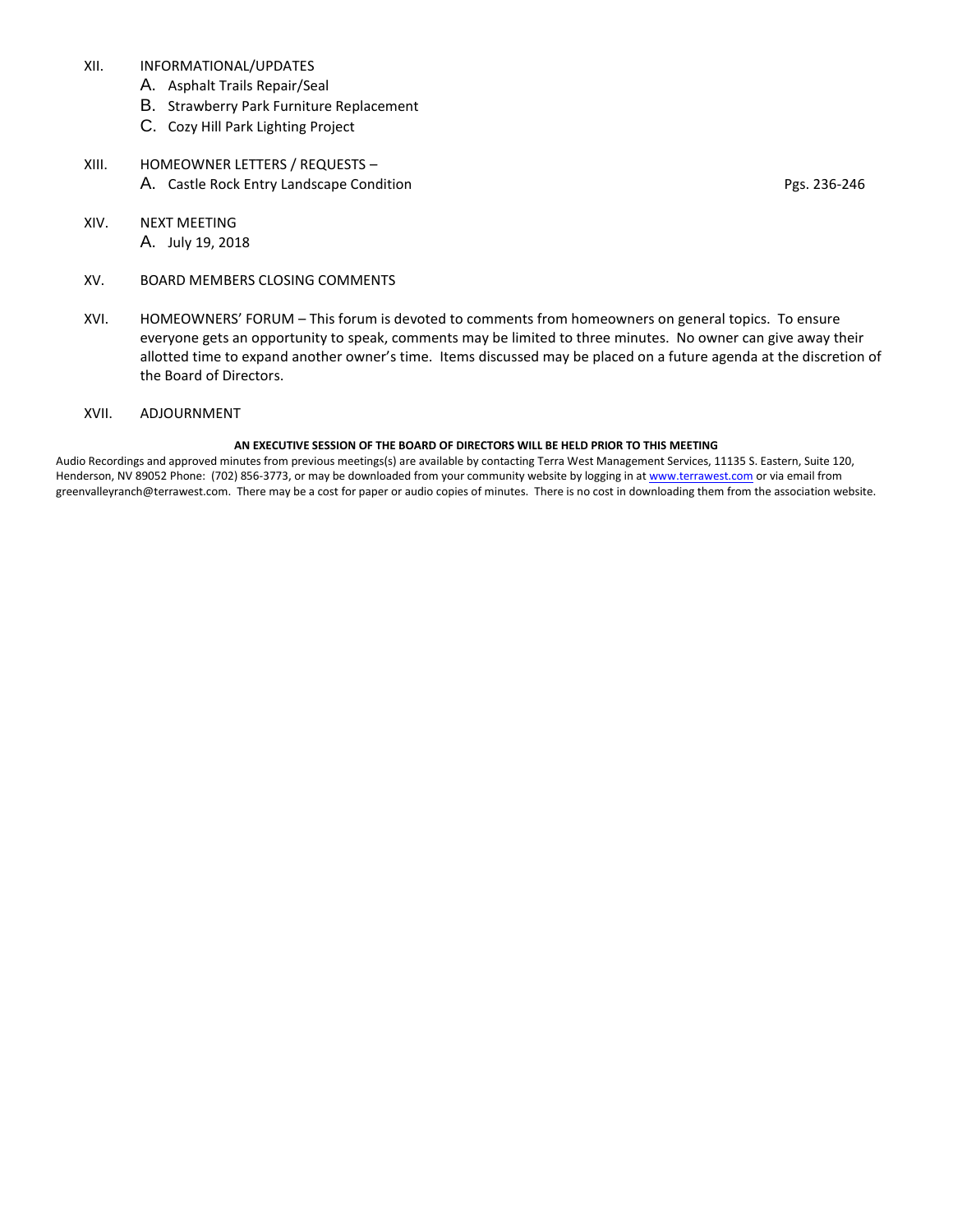XII. INFORMATIONAL/UPDATES

A. Asphalt Trails Repair/Seal

B. Strawberry Park Furniture Replacement

C. Cozy Hill Park Lighting Project

XIII. HOMEOWNER LETTERS / REQUESTS –

A. Castle Rock Entry Landscape Condition — Pgs. 236-246

XIV. NEXT MEETING

A. July 19, 2018

XV. BOARD MEMBERS CLOSING COMMENTS

XVI. HOMEOWNERS' FORUM – This forum is devoted to comments from homeowners on general topics. To ensure everyone gets an opportunity to speak, comments may be limited to three minutes. No owner can give away their allotted time to expand another owner's time. Items discussed may be placed on a future agenda at the discretion of the Board of Directors.

XVII. ADJOURNMENT

**AN EXECUTIVE SESSION OF THE BOARD OF DIRECTORS WILL BE HELD PRIOR TO THIS MEETING**

Audio Recordings and approved minutes from previous meetings(s) are available by contacting Terra West Management Services, 11135 S. Eastern, Suite 120, Henderson, NV 89052 Phone: (702) 856-3773, or may be downloaded from your community website by logging in at www.terrawest.com or via email from greenvalleyranch@terrawest.com. There may be a cost for paper or audio copies of minutes. There is no cost in downloading them from the association website.